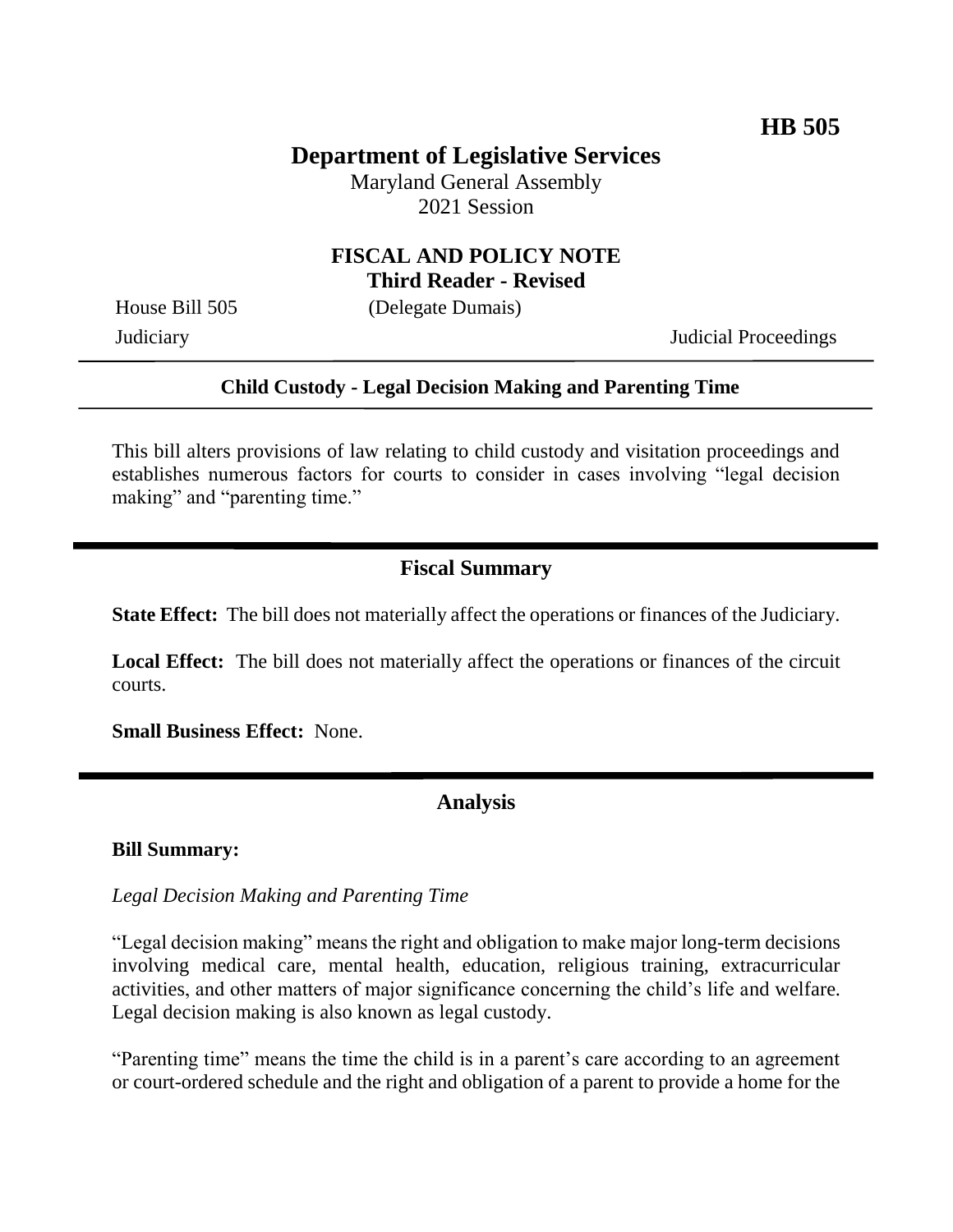**HB 505**

# Department of Legislative Services

Maryland General Assembly
2021 Session

## FISCAL AND POLICY NOTE
**Third Reader - Revised**

House Bill 505 (Delegate Dumais)

Judiciary Judicial Proceedings

---

**Child Custody - Legal Decision Making and Parenting Time**

---

This bill alters provisions of law relating to child custody and visitation proceedings and establishes numerous factors for courts to consider in cases involving "legal decision making" and "parenting time."

---

## Fiscal Summary

**State Effect:** The bill does not materially affect the operations or finances of the Judiciary.

**Local Effect:** The bill does not materially affect the operations or finances of the circuit courts.

**Small Business Effect:** None.

---

## Analysis

**Bill Summary:**

*Legal Decision Making and Parenting Time*

"Legal decision making" means the right and obligation to make major long-term decisions involving medical care, mental health, education, religious training, extracurricular activities, and other matters of major significance concerning the child's life and welfare. Legal decision making is also known as legal custody.

"Parenting time" means the time the child is in a parent's care according to an agreement or court-ordered schedule and the right and obligation of a parent to provide a home for the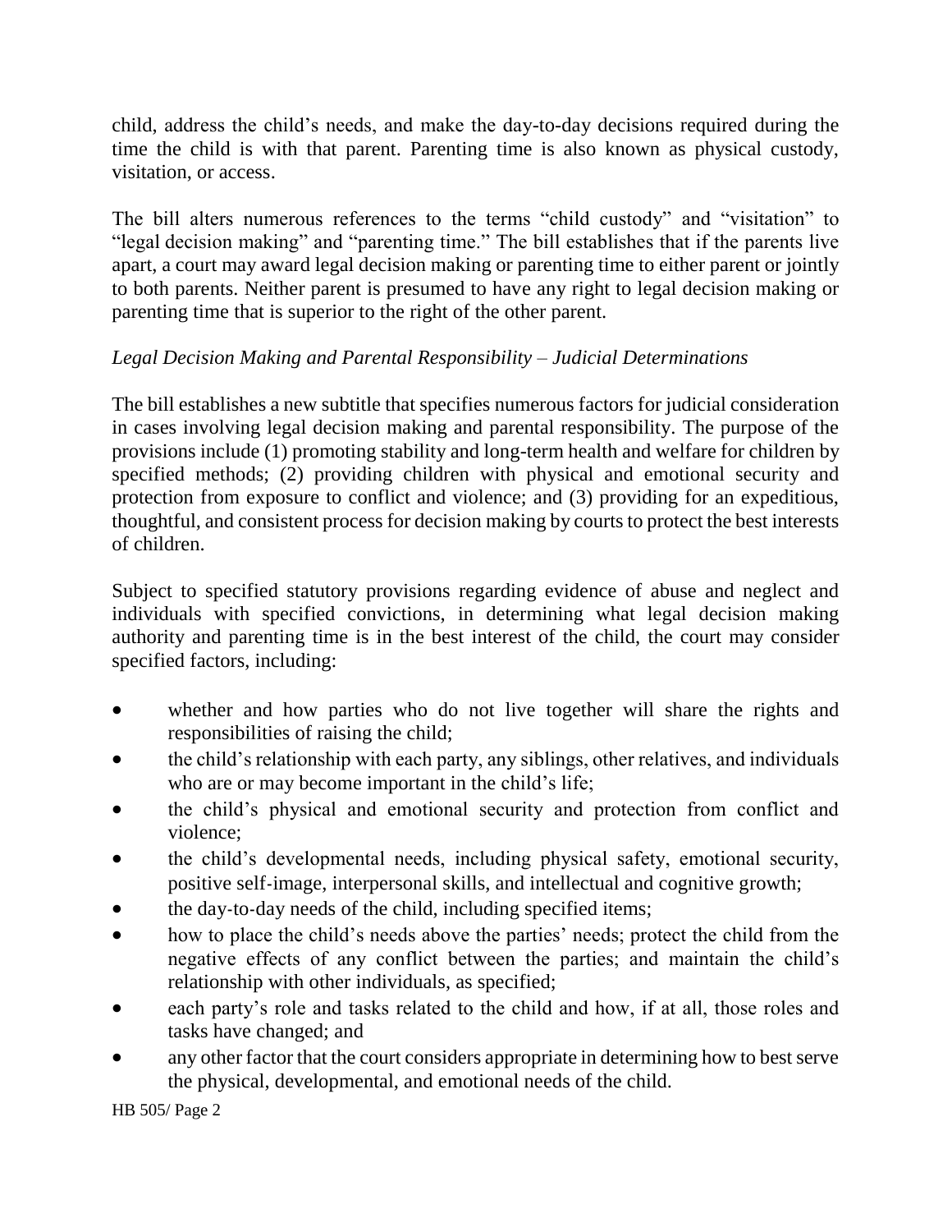child, address the child's needs, and make the day-to-day decisions required during the time the child is with that parent. Parenting time is also known as physical custody, visitation, or access.

The bill alters numerous references to the terms "child custody" and "visitation" to "legal decision making" and "parenting time." The bill establishes that if the parents live apart, a court may award legal decision making or parenting time to either parent or jointly to both parents. Neither parent is presumed to have any right to legal decision making or parenting time that is superior to the right of the other parent.

*Legal Decision Making and Parental Responsibility – Judicial Determinations*

The bill establishes a new subtitle that specifies numerous factors for judicial consideration in cases involving legal decision making and parental responsibility. The purpose of the provisions include (1) promoting stability and long-term health and welfare for children by specified methods; (2) providing children with physical and emotional security and protection from exposure to conflict and violence; and (3) providing for an expeditious, thoughtful, and consistent process for decision making by courts to protect the best interests of children.

Subject to specified statutory provisions regarding evidence of abuse and neglect and individuals with specified convictions, in determining what legal decision making authority and parenting time is in the best interest of the child, the court may consider specified factors, including:

- whether and how parties who do not live together will share the rights and responsibilities of raising the child;
- the child's relationship with each party, any siblings, other relatives, and individuals who are or may become important in the child's life;
- the child's physical and emotional security and protection from conflict and violence;
- the child's developmental needs, including physical safety, emotional security, positive self-image, interpersonal skills, and intellectual and cognitive growth;
- the day-to-day needs of the child, including specified items;
- how to place the child's needs above the parties' needs; protect the child from the negative effects of any conflict between the parties; and maintain the child's relationship with other individuals, as specified;
- each party's role and tasks related to the child and how, if at all, those roles and tasks have changed; and
- any other factor that the court considers appropriate in determining how to best serve the physical, developmental, and emotional needs of the child.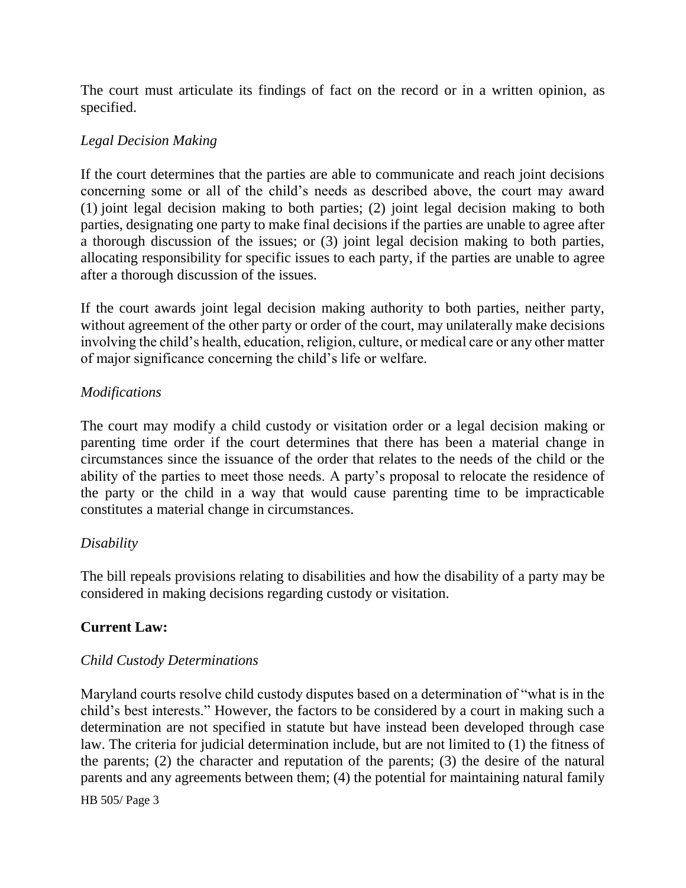The court must articulate its findings of fact on the record or in a written opinion, as specified.

*Legal Decision Making*

If the court determines that the parties are able to communicate and reach joint decisions concerning some or all of the child's needs as described above, the court may award (1) joint legal decision making to both parties; (2) joint legal decision making to both parties, designating one party to make final decisions if the parties are unable to agree after a thorough discussion of the issues; or (3) joint legal decision making to both parties, allocating responsibility for specific issues to each party, if the parties are unable to agree after a thorough discussion of the issues.

If the court awards joint legal decision making authority to both parties, neither party, without agreement of the other party or order of the court, may unilaterally make decisions involving the child's health, education, religion, culture, or medical care or any other matter of major significance concerning the child's life or welfare.

*Modifications*

The court may modify a child custody or visitation order or a legal decision making or parenting time order if the court determines that there has been a material change in circumstances since the issuance of the order that relates to the needs of the child or the ability of the parties to meet those needs. A party's proposal to relocate the residence of the party or the child in a way that would cause parenting time to be impracticable constitutes a material change in circumstances.

*Disability*

The bill repeals provisions relating to disabilities and how the disability of a party may be considered in making decisions regarding custody or visitation.

**Current Law:**

*Child Custody Determinations*

Maryland courts resolve child custody disputes based on a determination of "what is in the child's best interests." However, the factors to be considered by a court in making such a determination are not specified in statute but have instead been developed through case law. The criteria for judicial determination include, but are not limited to (1) the fitness of the parents; (2) the character and reputation of the parents; (3) the desire of the natural parents and any agreements between them; (4) the potential for maintaining natural family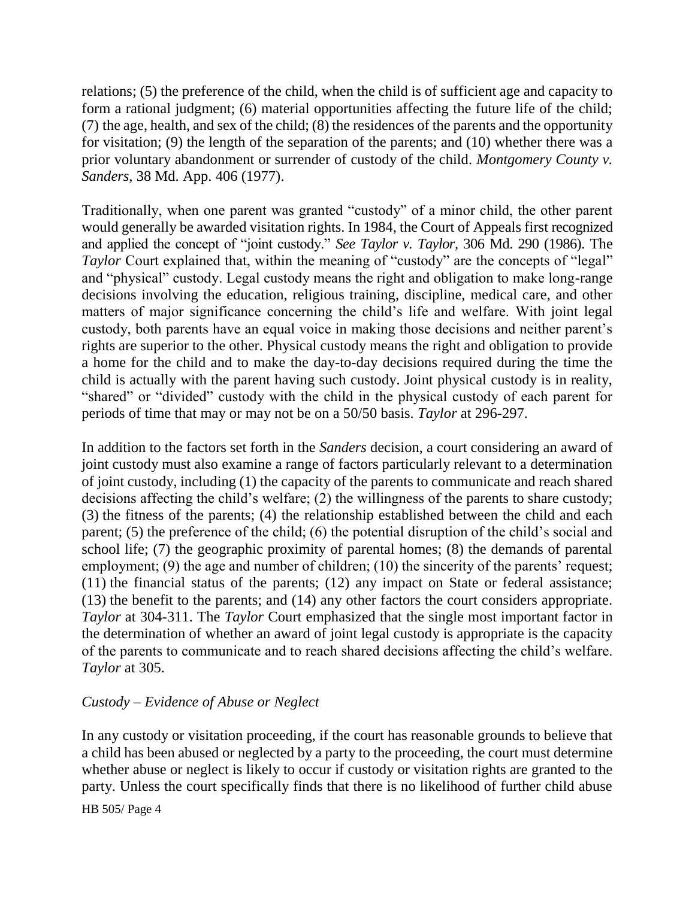relations; (5) the preference of the child, when the child is of sufficient age and capacity to form a rational judgment; (6) material opportunities affecting the future life of the child; (7) the age, health, and sex of the child; (8) the residences of the parents and the opportunity for visitation; (9) the length of the separation of the parents; and (10) whether there was a prior voluntary abandonment or surrender of custody of the child. *Montgomery County v. Sanders*, 38 Md. App. 406 (1977).

Traditionally, when one parent was granted "custody" of a minor child, the other parent would generally be awarded visitation rights. In 1984, the Court of Appeals first recognized and applied the concept of "joint custody." *See Taylor v. Taylor*, 306 Md. 290 (1986). The *Taylor* Court explained that, within the meaning of "custody" are the concepts of "legal" and "physical" custody. Legal custody means the right and obligation to make long-range decisions involving the education, religious training, discipline, medical care, and other matters of major significance concerning the child's life and welfare. With joint legal custody, both parents have an equal voice in making those decisions and neither parent's rights are superior to the other. Physical custody means the right and obligation to provide a home for the child and to make the day-to-day decisions required during the time the child is actually with the parent having such custody. Joint physical custody is in reality, "shared" or "divided" custody with the child in the physical custody of each parent for periods of time that may or may not be on a 50/50 basis. *Taylor* at 296-297.

In addition to the factors set forth in the *Sanders* decision, a court considering an award of joint custody must also examine a range of factors particularly relevant to a determination of joint custody, including (1) the capacity of the parents to communicate and reach shared decisions affecting the child's welfare; (2) the willingness of the parents to share custody; (3) the fitness of the parents; (4) the relationship established between the child and each parent; (5) the preference of the child; (6) the potential disruption of the child's social and school life; (7) the geographic proximity of parental homes; (8) the demands of parental employment; (9) the age and number of children; (10) the sincerity of the parents' request; (11) the financial status of the parents; (12) any impact on State or federal assistance; (13) the benefit to the parents; and (14) any other factors the court considers appropriate. *Taylor* at 304-311. The *Taylor* Court emphasized that the single most important factor in the determination of whether an award of joint legal custody is appropriate is the capacity of the parents to communicate and to reach shared decisions affecting the child's welfare. *Taylor* at 305.

*Custody – Evidence of Abuse or Neglect*

In any custody or visitation proceeding, if the court has reasonable grounds to believe that a child has been abused or neglected by a party to the proceeding, the court must determine whether abuse or neglect is likely to occur if custody or visitation rights are granted to the party. Unless the court specifically finds that there is no likelihood of further child abuse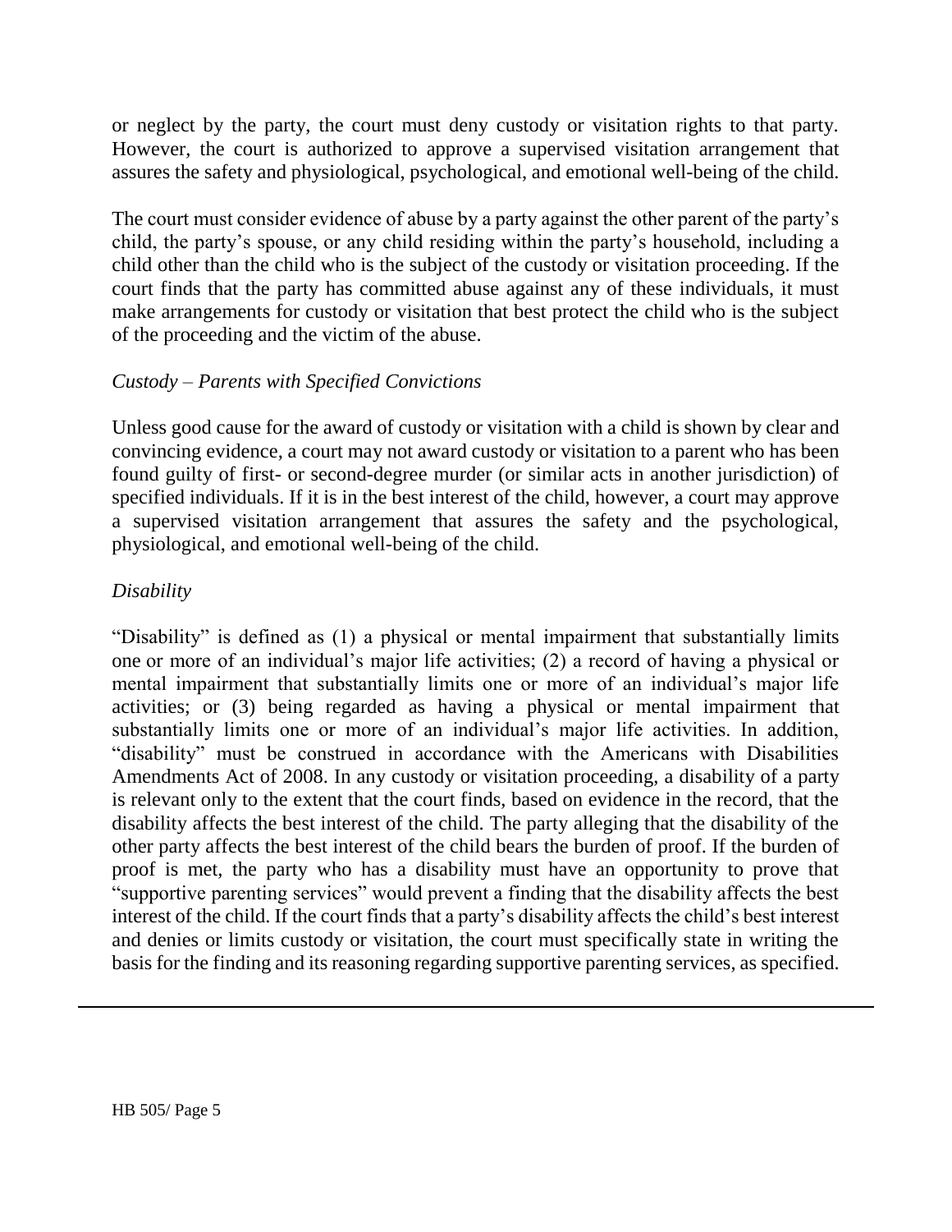or neglect by the party, the court must deny custody or visitation rights to that party. However, the court is authorized to approve a supervised visitation arrangement that assures the safety and physiological, psychological, and emotional well-being of the child.

The court must consider evidence of abuse by a party against the other parent of the party's child, the party's spouse, or any child residing within the party's household, including a child other than the child who is the subject of the custody or visitation proceeding. If the court finds that the party has committed abuse against any of these individuals, it must make arrangements for custody or visitation that best protect the child who is the subject of the proceeding and the victim of the abuse.

*Custody – Parents with Specified Convictions*

Unless good cause for the award of custody or visitation with a child is shown by clear and convincing evidence, a court may not award custody or visitation to a parent who has been found guilty of first- or second-degree murder (or similar acts in another jurisdiction) of specified individuals. If it is in the best interest of the child, however, a court may approve a supervised visitation arrangement that assures the safety and the psychological, physiological, and emotional well-being of the child.

*Disability*

"Disability" is defined as (1) a physical or mental impairment that substantially limits one or more of an individual's major life activities; (2) a record of having a physical or mental impairment that substantially limits one or more of an individual's major life activities; or (3) being regarded as having a physical or mental impairment that substantially limits one or more of an individual's major life activities. In addition, "disability" must be construed in accordance with the Americans with Disabilities Amendments Act of 2008. In any custody or visitation proceeding, a disability of a party is relevant only to the extent that the court finds, based on evidence in the record, that the disability affects the best interest of the child. The party alleging that the disability of the other party affects the best interest of the child bears the burden of proof. If the burden of proof is met, the party who has a disability must have an opportunity to prove that "supportive parenting services" would prevent a finding that the disability affects the best interest of the child. If the court finds that a party's disability affects the child's best interest and denies or limits custody or visitation, the court must specifically state in writing the basis for the finding and its reasoning regarding supportive parenting services, as specified.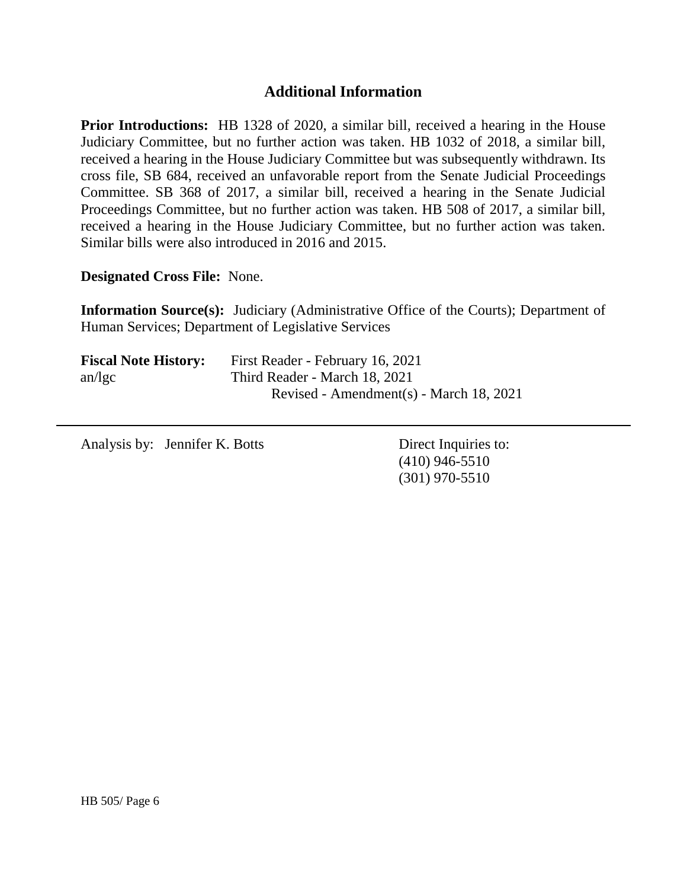## Additional Information

**Prior Introductions:** HB 1328 of 2020, a similar bill, received a hearing in the House Judiciary Committee, but no further action was taken. HB 1032 of 2018, a similar bill, received a hearing in the House Judiciary Committee but was subsequently withdrawn. Its cross file, SB 684, received an unfavorable report from the Senate Judicial Proceedings Committee. SB 368 of 2017, a similar bill, received a hearing in the Senate Judicial Proceedings Committee, but no further action was taken. HB 508 of 2017, a similar bill, received a hearing in the House Judiciary Committee, but no further action was taken. Similar bills were also introduced in 2016 and 2015.

**Designated Cross File:** None.

**Information Source(s):** Judiciary (Administrative Office of the Courts); Department of Human Services; Department of Legislative Services

| | |
|---|---|
| **Fiscal Note History:** | First Reader - February 16, 2021 |
| an/lgc | Third Reader - March 18, 2021 |
| | Revised - Amendment(s) - March 18, 2021 |

---

Analysis by: Jennifer K. Botts

Direct Inquiries to:
(410) 946-5510
(301) 970-5510